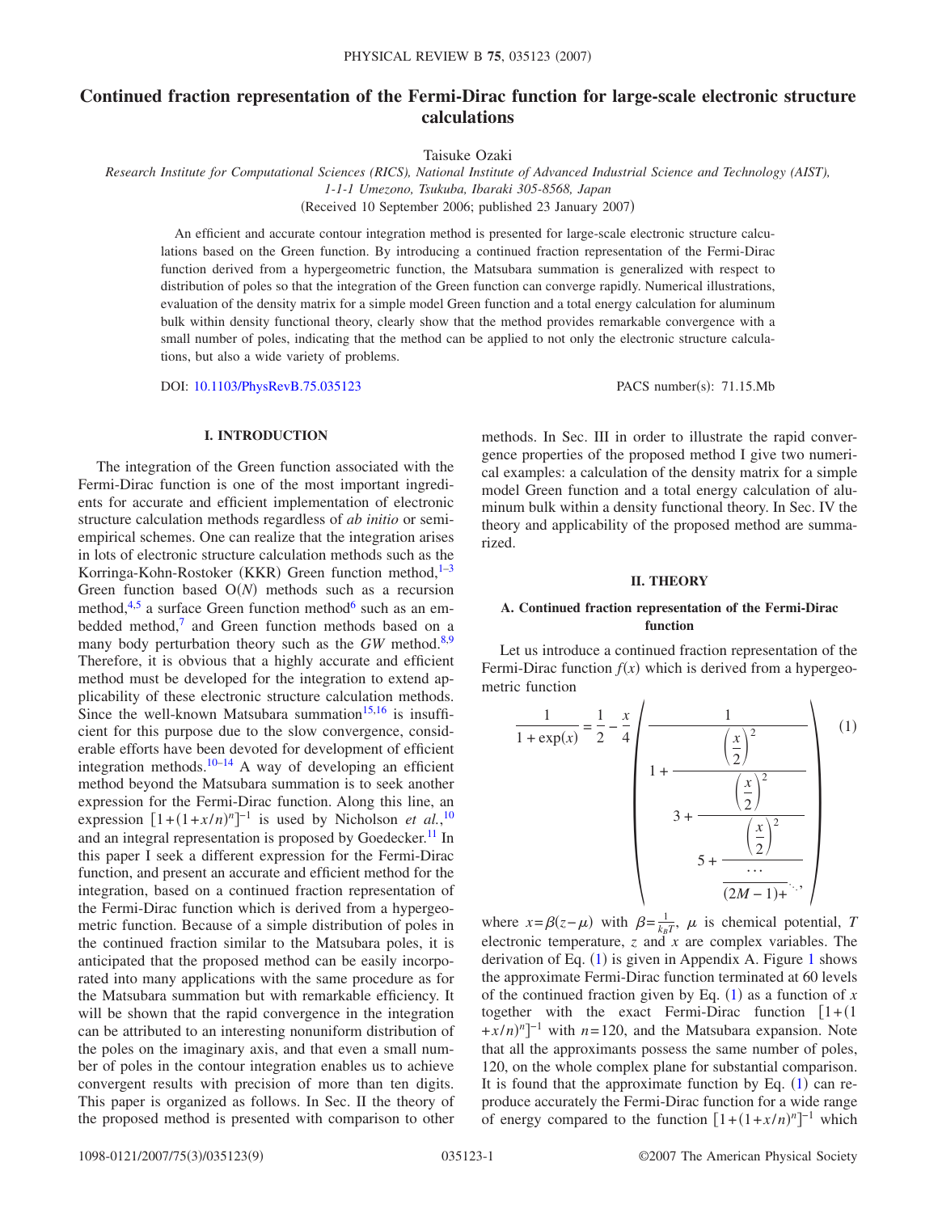# Continued fraction representation of the Fermi-Dirac function for large-scale electronic structure calculations

Taisuke Ozaki

*Research Institute for Computational Sciences (RICS), National Institute of Advanced Industrial Science and Technology (AIST), 1-1-1 Umezono, Tsukuba, Ibaraki 305-8568, Japan*

(Received 10 September 2006; published 23 January 2007)

An efficient and accurate contour integration method is presented for large-scale electronic structure calculations based on the Green function. By introducing a continued fraction representation of the Fermi-Dirac function derived from a hypergeometric function, the Matsubara summation is generalized with respect to distribution of poles so that the integration of the Green function can converge rapidly. Numerical illustrations, evaluation of the density matrix for a simple model Green function and a total energy calculation for aluminum bulk within density functional theory, clearly show that the method provides remarkable convergence with a small number of poles, indicating that the method can be applied to not only the electronic structure calculations, but also a wide variety of problems.

DOI: 10.1103/PhysRevB.75.035123

PACS number(s): 71.15.Mb

## I. INTRODUCTION

The integration of the Green function associated with the Fermi-Dirac function is one of the most important ingredients for accurate and efficient implementation of electronic structure calculation methods regardless of *ab initio* or semiempirical schemes. One can realize that the integration arises in lots of electronic structure calculation methods such as the Korringa-Kohn-Rostoker (KKR) Green function method,[1–3] Green function based O($N$) methods such as a recursion method,[4,5] a surface Green function method[6] such as an embedded method,[7] and Green function methods based on a many body perturbation theory such as the *GW* method.[8,9] Therefore, it is obvious that a highly accurate and efficient method must be developed for the integration to extend applicability of these electronic structure calculation methods. Since the well-known Matsubara summation[15,16] is insufficient for this purpose due to the slow convergence, considerable efforts have been devoted for development of efficient integration methods.[10–14] A way of developing an efficient method beyond the Matsubara summation is to seek another expression for the Fermi-Dirac function. Along this line, an expression $[1+(1+x/n)^n]^{-1}$ is used by Nicholson *et al.*,[10] and an integral representation is proposed by Goedecker.[11] In this paper I seek a different expression for the Fermi-Dirac function, and present an accurate and efficient method for the integration, based on a continued fraction representation of the Fermi-Dirac function which is derived from a hypergeometric function. Because of a simple distribution of poles in the continued fraction similar to the Matsubara poles, it is anticipated that the proposed method can be easily incorporated into many applications with the same procedure as for the Matsubara summation but with remarkable efficiency. It will be shown that the rapid convergence in the integration can be attributed to an interesting nonuniform distribution of the poles on the imaginary axis, and that even a small number of poles in the contour integration enables us to achieve convergent results with precision of more than ten digits. This paper is organized as follows. In Sec. II the theory of the proposed method is presented with comparison to other methods. In Sec. III in order to illustrate the rapid convergence properties of the proposed method I give two numerical examples: a calculation of the density matrix for a simple model Green function and a total energy calculation of aluminum bulk within a density functional theory. In Sec. IV the theory and applicability of the proposed method are summarized.

## II. THEORY

### A. Continued fraction representation of the Fermi-Dirac function

Let us introduce a continued fraction representation of the Fermi-Dirac function $f(x)$ which is derived from a hypergeometric function

$$\frac{1}{1+\exp(x)} = \frac{1}{2} - \frac{x}{4}\left(\cfrac{1}{1+\cfrac{\left(\frac{x}{2}\right)^2}{3+\cfrac{\left(\frac{x}{2}\right)^2}{5+\cfrac{\left(\frac{x}{2}\right)^2}{\cfrac{\cdots}{(2M-1)+\ddots}}}}}\right), \qquad (1)$$

where $x=\beta(z-\mu)$ with $\beta=\frac{1}{k_BT}$, $\mu$ is chemical potential, $T$ electronic temperature, $z$ and $x$ are complex variables. The derivation of Eq. (1) is given in Appendix A. Figure 1 shows the approximate Fermi-Dirac function terminated at 60 levels of the continued fraction given by Eq. (1) as a function of $x$ together with the exact Fermi-Dirac function $[1+(1+x/n)^n]^{-1}$ with $n=120$, and the Matsubara expansion. Note that all the approximants possess the same number of poles, 120, on the whole complex plane for substantial comparison. It is found that the approximate function by Eq. (1) can reproduce accurately the Fermi-Dirac function for a wide range of energy compared to the function $[1+(1+x/n)^n]^{-1}$ which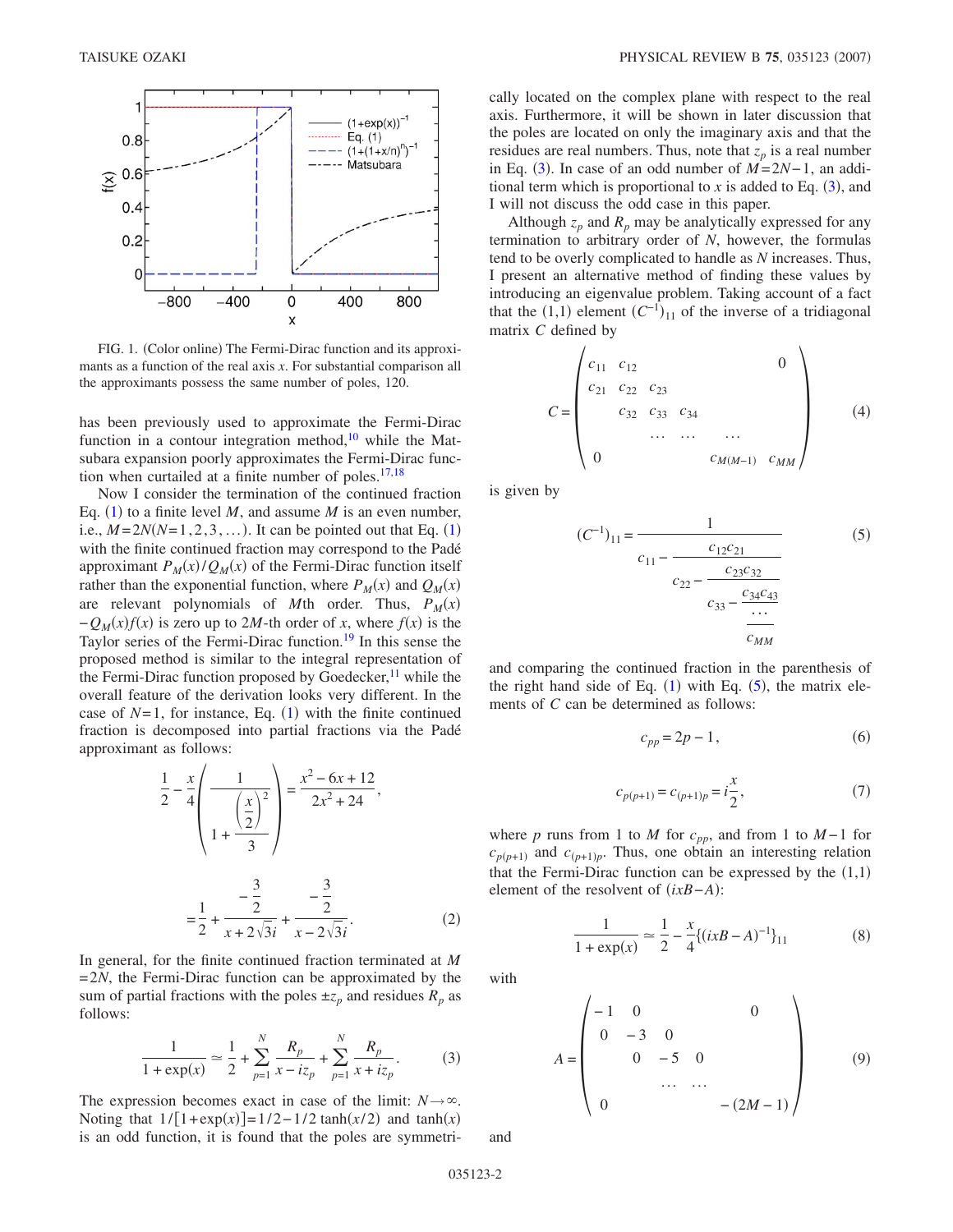FIG. 1. (Color online) The Fermi-Dirac function and its approximants as a function of the real axis $x$. For substantial comparison all the approximants possess the same number of poles, 120.

has been previously used to approximate the Fermi-Dirac function in a contour integration method,[10] while the Matsubara expansion poorly approximates the Fermi-Dirac function when curtailed at a finite number of poles.[17,18]

Now I consider the termination of the continued fraction Eq. (1) to a finite level $M$, and assume $M$ is an even number, i.e., $M=2N(N=1,2,3,\ldots)$. It can be pointed out that Eq. (1) with the finite continued fraction may correspond to the Padé approximant $P_M(x)/Q_M(x)$ of the Fermi-Dirac function itself rather than the exponential function, where $P_M(x)$ and $Q_M(x)$ are relevant polynomials of $M$th order. Thus, $P_M(x)-Q_M(x)f(x)$ is zero up to $2M$-th order of $x$, where $f(x)$ is the Taylor series of the Fermi-Dirac function.[19] In this sense the proposed method is similar to the integral representation of the Fermi-Dirac function proposed by Goedecker,[11] while the overall feature of the derivation looks very different. In the case of $N=1$, for instance, Eq. (1) with the finite continued fraction is decomposed into partial fractions via the Padé approximant as follows:

$$\frac{1}{2}-\frac{x}{4}\left(\frac{1}{1+\frac{\left(\frac{x}{2}\right)^2}{3}}\right)=\frac{x^2-6x+12}{2x^2+24},$$

$$=\frac{1}{2}+\frac{-\frac{3}{2}}{x+2\sqrt{3}i}+\frac{-\frac{3}{2}}{x-2\sqrt{3}i}. \tag{2}$$

In general, for the finite continued fraction terminated at $M=2N$, the Fermi-Dirac function can be approximated by the sum of partial fractions with the poles $\pm z_p$ and residues $R_p$ as follows:

$$\frac{1}{1+\exp(x)}\simeq\frac{1}{2}+\sum_{p=1}^{N}\frac{R_p}{x-iz_p}+\sum_{p=1}^{N}\frac{R_p}{x+iz_p}. \tag{3}$$

The expression becomes exact in case of the limit: $N\to\infty$. Noting that $1/[1+\exp(x)]=1/2-1/2\tanh(x/2)$ and $\tanh(x)$ is an odd function, it is found that the poles are symmetrically located on the complex plane with respect to the real axis. Furthermore, it will be shown in later discussion that the poles are located on only the imaginary axis and that the residues are real numbers. Thus, note that $z_p$ is a real number in Eq. (3). In case of an odd number of $M=2N-1$, an additional term which is proportional to $x$ is added to Eq. (3), and I will not discuss the odd case in this paper.

Although $z_p$ and $R_p$ may be analytically expressed for any termination to arbitrary order of $N$, however, the formulas tend to be overly complicated to handle as $N$ increases. Thus, I present an alternative method of finding these values by introducing an eigenvalue problem. Taking account of a fact that the (1,1) element $(C^{-1})_{11}$ of the inverse of a tridiagonal matrix $C$ defined by

$$C=\begin{pmatrix} c_{11} & c_{12} & & & 0\\ c_{21} & c_{22} & c_{23} & & \\ & c_{32} & c_{33} & c_{34} & \\ & & \cdots & \cdots & \cdots\\ 0 & & & c_{M(M-1)} & c_{MM}\end{pmatrix} \tag{4}$$

is given by

$$(C^{-1})_{11}=\cfrac{1}{c_{11}-\cfrac{c_{12}c_{21}}{c_{22}-\cfrac{c_{23}c_{32}}{c_{33}-\cfrac{c_{34}c_{43}}{\cfrac{\cdots}{c_{MM}}}}}} \tag{5}$$

and comparing the continued fraction in the parenthesis of the right hand side of Eq. (1) with Eq. (5), the matrix elements of $C$ can be determined as follows:

$$c_{pp}=2p-1, \tag{6}$$

$$c_{p(p+1)}=c_{(p+1)p}=i\frac{x}{2}, \tag{7}$$

where $p$ runs from 1 to $M$ for $c_{pp}$, and from 1 to $M-1$ for $c_{p(p+1)}$ and $c_{(p+1)p}$. Thus, one obtain an interesting relation that the Fermi-Dirac function can be expressed by the (1,1) element of the resolvent of $(ixB-A)$:

$$\frac{1}{1+\exp(x)}\simeq\frac{1}{2}-\frac{x}{4}\{(ixB-A)^{-1}\}_{11} \tag{8}$$

with

$$A=\begin{pmatrix} -1 & 0 & & & 0\\ 0 & -3 & 0 & & \\ & 0 & -5 & 0 & \\ & & \cdots & \cdots & \\ 0 & & & & -(2M-1)\end{pmatrix} \tag{9}$$

and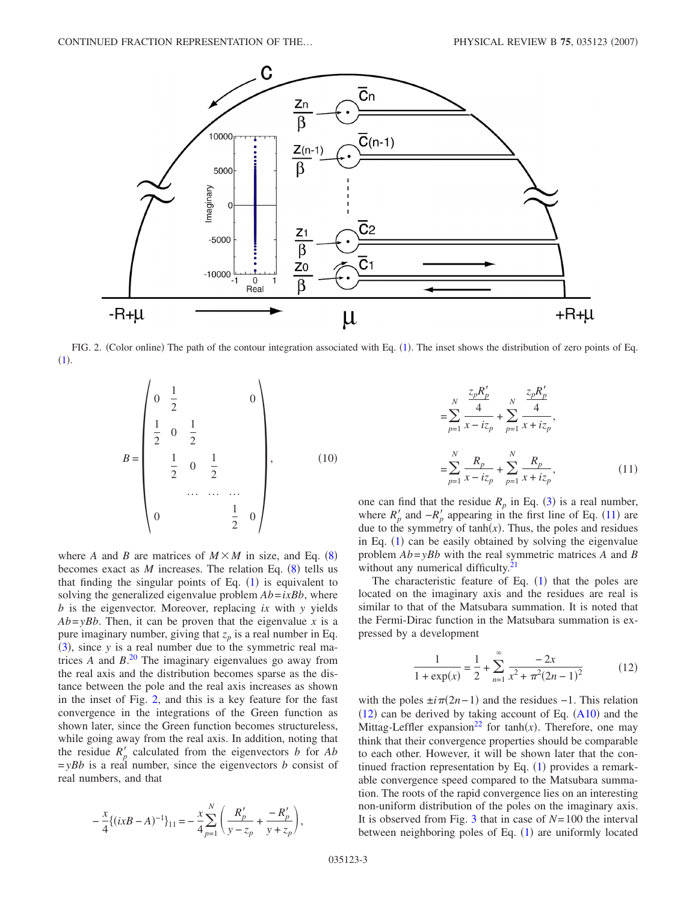FIG. 2. (Color online) The path of the contour integration associated with Eq. (1). The inset shows the distribution of zero points of Eq. (1).

$$B = \begin{pmatrix} 0 & \frac{1}{2} & & & 0 \\ \frac{1}{2} & 0 & \frac{1}{2} & & \\ & \frac{1}{2} & 0 & \frac{1}{2} & \\ & & \cdots & \cdots & \cdots \\ 0 & & & \frac{1}{2} & 0 \end{pmatrix}, \tag{10}$$

where $A$ and $B$ are matrices of $M \times M$ in size, and Eq. (8) becomes exact as $M$ increases. The relation Eq. (8) tells us that finding the singular points of Eq. (1) is equivalent to solving the generalized eigenvalue problem $Ab = ixBb$, where $b$ is the eigenvector. Moreover, replacing $ix$ with $y$ yields $Ab = yBb$. Then, it can be proven that the eigenvalue $x$ is a pure imaginary number, giving that $z_p$ is a real number in Eq. (3), since $y$ is a real number due to the symmetric real matrices $A$ and $B$.[20] The imaginary eigenvalues go away from the real axis and the distribution becomes sparse as the distance between the pole and the real axis increases as shown in the inset of Fig. 2, and this is a key feature for the fast convergence in the integrations of the Green function as shown later, since the Green function becomes structureless, while going away from the real axis. In addition, noting that the residue $R'_p$ calculated from the eigenvectors $b$ for $Ab = yBb$ is a real number, since the eigenvectors $b$ consist of real numbers, and that

$$-\frac{x}{4}\{(ixB - A)^{-1}\}_{11} = -\frac{x}{4}\sum_{p=1}^{N}\left(\frac{R'_p}{y - z_p} + \frac{-R'_p}{y + z_p}\right),$$

$$= \sum_{p=1}^{N}\frac{\frac{z_p R'_p}{4}}{x - iz_p} + \sum_{p=1}^{N}\frac{\frac{z_p R'_p}{4}}{x + iz_p},$$

$$= \sum_{p=1}^{N}\frac{R_p}{x - iz_p} + \sum_{p=1}^{N}\frac{R_p}{x + iz_p}, \tag{11}$$

one can find that the residue $R_p$ in Eq. (3) is a real number, where $R'_p$ and $-R'_p$ appearing in the first line of Eq. (11) are due to the symmetry of $\tanh(x)$. Thus, the poles and residues in Eq. (1) can be easily obtained by solving the eigenvalue problem $Ab = yBb$ with the real symmetric matrices $A$ and $B$ without any numerical difficulty.[21]

The characteristic feature of Eq. (1) that the poles are located on the imaginary axis and the residues are real is similar to that of the Matsubara summation. It is noted that the Fermi-Dirac function in the Matsubara summation is expressed by a development

$$\frac{1}{1 + \exp(x)} = \frac{1}{2} + \sum_{n=1}^{\infty}\frac{-2x}{x^2 + \pi^2(2n-1)^2} \tag{12}$$

with the poles $\pm i\pi(2n-1)$ and the residues $-1$. This relation (12) can be derived by taking account of Eq. (A10) and the Mittag-Leffler expansion[22] for $\tanh(x)$. Therefore, one may think that their convergence properties should be comparable to each other. However, it will be shown later that the continued fraction representation by Eq. (1) provides a remarkable convergence speed compared to the Matsubara summation. The roots of the rapid convergence lies on an interesting non-uniform distribution of the poles on the imaginary axis. It is observed from Fig. 3 that in case of $N=100$ the interval between neighboring poles of Eq. (1) are uniformly located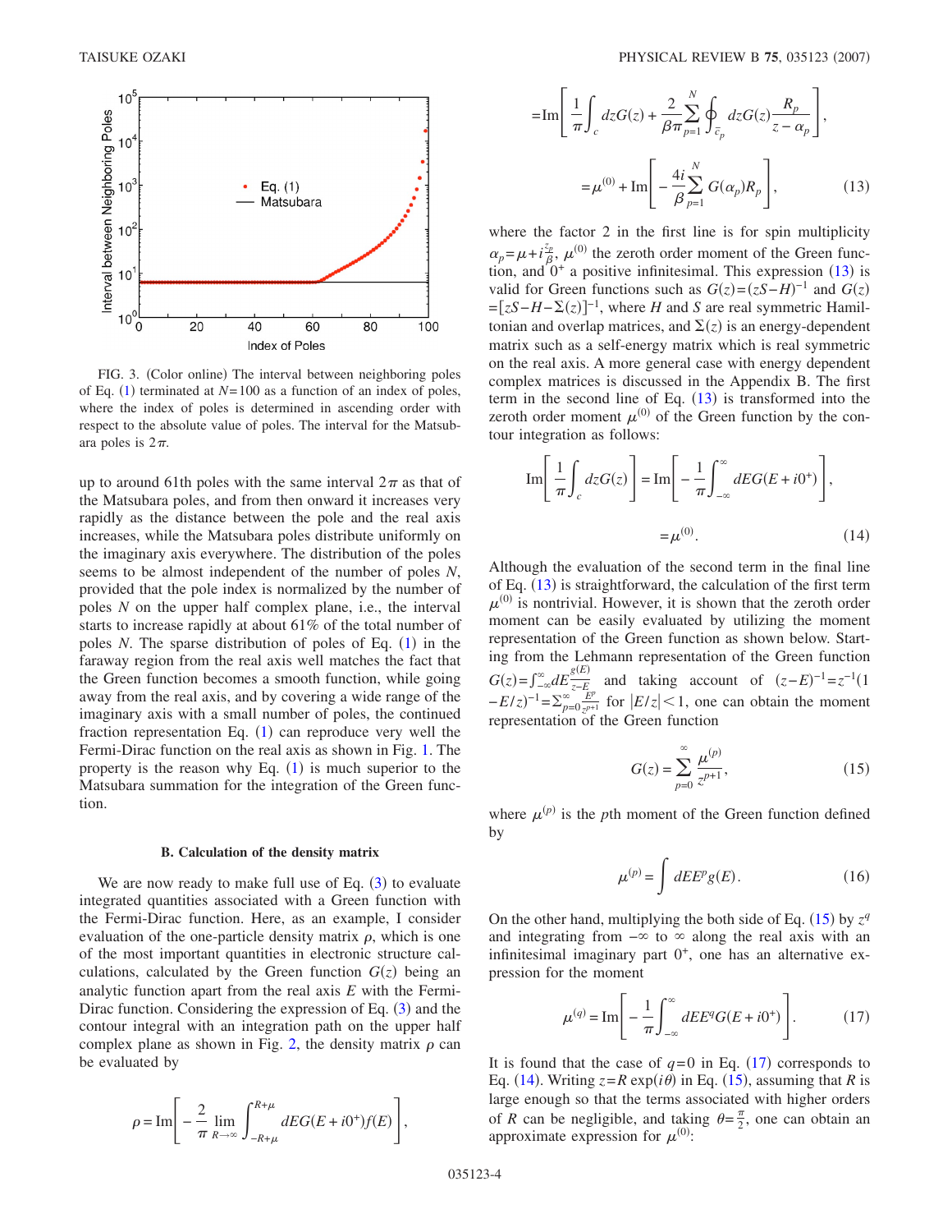FIG. 3. (Color online) The interval between neighboring poles of Eq. (1) terminated at $N=100$ as a function of an index of poles, where the index of poles is determined in ascending order with respect to the absolute value of poles. The interval for the Matsubara poles is $2\pi$.

up to around 61th poles with the same interval $2\pi$ as that of the Matsubara poles, and from then onward it increases very rapidly as the distance between the pole and the real axis increases, while the Matsubara poles distribute uniformly on the imaginary axis everywhere. The distribution of the poles seems to be almost independent of the number of poles $N$, provided that the pole index is normalized by the number of poles $N$ on the upper half complex plane, i.e., the interval starts to increase rapidly at about 61% of the total number of poles $N$. The sparse distribution of poles of Eq. (1) in the faraway region from the real axis well matches the fact that the Green function becomes a smooth function, while going away from the real axis, and by covering a wide range of the imaginary axis with a small number of poles, the continued fraction representation Eq. (1) can reproduce very well the Fermi-Dirac function on the real axis as shown in Fig. 1. The property is the reason why Eq. (1) is much superior to the Matsubara summation for the integration of the Green function.

### B. Calculation of the density matrix

We are now ready to make full use of Eq. (3) to evaluate integrated quantities associated with a Green function with the Fermi-Dirac function. Here, as an example, I consider evaluation of the one-particle density matrix $\rho$, which is one of the most important quantities in electronic structure calculations, calculated by the Green function $G(z)$ being an analytic function apart from the real axis $E$ with the Fermi-Dirac function. Considering the expression of Eq. (3) and the contour integral with an integration path on the upper half complex plane as shown in Fig. 2, the density matrix $\rho$ can be evaluated by

$$\rho = \mathrm{Im}\left[-\frac{2}{\pi}\lim_{R\to\infty}\int_{-R+\mu}^{R+\mu} dEG(E+i0^{+})f(E)\right],$$

$$= \mathrm{Im}\left[\frac{1}{\pi}\int_{c} dzG(z) + \frac{2}{\beta\pi}\sum_{p=1}^{N}\oint_{\bar{c}_p} dzG(z)\frac{R_p}{z-\alpha_p}\right],$$

$$= \mu^{(0)} + \mathrm{Im}\left[-\frac{4i}{\beta}\sum_{p=1}^{N} G(\alpha_p)R_p\right], \tag{13}$$

where the factor 2 in the first line is for spin multiplicity $\alpha_p=\mu+i\frac{z_p}{\beta}$, $\mu^{(0)}$ the zeroth order moment of the Green function, and $0^{+}$ a positive infinitesimal. This expression (13) is valid for Green functions such as $G(z)=(zS-H)^{-1}$ and $G(z)=[zS-H-\Sigma(z)]^{-1}$, where $H$ and $S$ are real symmetric Hamiltonian and overlap matrices, and $\Sigma(z)$ is an energy-dependent matrix such as a self-energy matrix which is real symmetric on the real axis. A more general case with energy dependent complex matrices is discussed in the Appendix B. The first term in the second line of Eq. (13) is transformed into the zeroth order moment $\mu^{(0)}$ of the Green function by the contour integration as follows:

$$\mathrm{Im}\left[\frac{1}{\pi}\int_{c} dzG(z)\right] = \mathrm{Im}\left[-\frac{1}{\pi}\int_{-\infty}^{\infty} dEG(E+i0^{+})\right],$$

$$= \mu^{(0)}. \tag{14}$$

Although the evaluation of the second term in the final line of Eq. (13) is straightforward, the calculation of the first term $\mu^{(0)}$ is nontrivial. However, it is shown that the zeroth order moment can be easily evaluated by utilizing the moment representation of the Green function as shown below. Starting from the Lehmann representation of the Green function $G(z)=\int_{-\infty}^{\infty}dE\frac{g(E)}{z-E}$ and taking account of $(z-E)^{-1}=z^{-1}(1-E/z)^{-1}=\sum_{p=0}^{\infty}\frac{E^p}{z^{p+1}}$ for $|E/z|<1$, one can obtain the moment representation of the Green function

$$G(z) = \sum_{p=0}^{\infty}\frac{\mu^{(p)}}{z^{p+1}}, \tag{15}$$

where $\mu^{(p)}$ is the $p$th moment of the Green function defined by

$$\mu^{(p)} = \int dEE^{p}g(E). \tag{16}$$

On the other hand, multiplying the both side of Eq. (15) by $z^q$ and integrating from $-\infty$ to $\infty$ along the real axis with an infinitesimal imaginary part $0^{+}$, one has an alternative expression for the moment

$$\mu^{(q)} = \mathrm{Im}\left[-\frac{1}{\pi}\int_{-\infty}^{\infty} dEE^{q}G(E+i0^{+})\right]. \tag{17}$$

It is found that the case of $q=0$ in Eq. (17) corresponds to Eq. (14). Writing $z=R\exp(i\theta)$ in Eq. (15), assuming that $R$ is large enough so that the terms associated with higher orders of $R$ can be negligible, and taking $\theta=\frac{\pi}{2}$, one can obtain an approximate expression for $\mu^{(0)}$: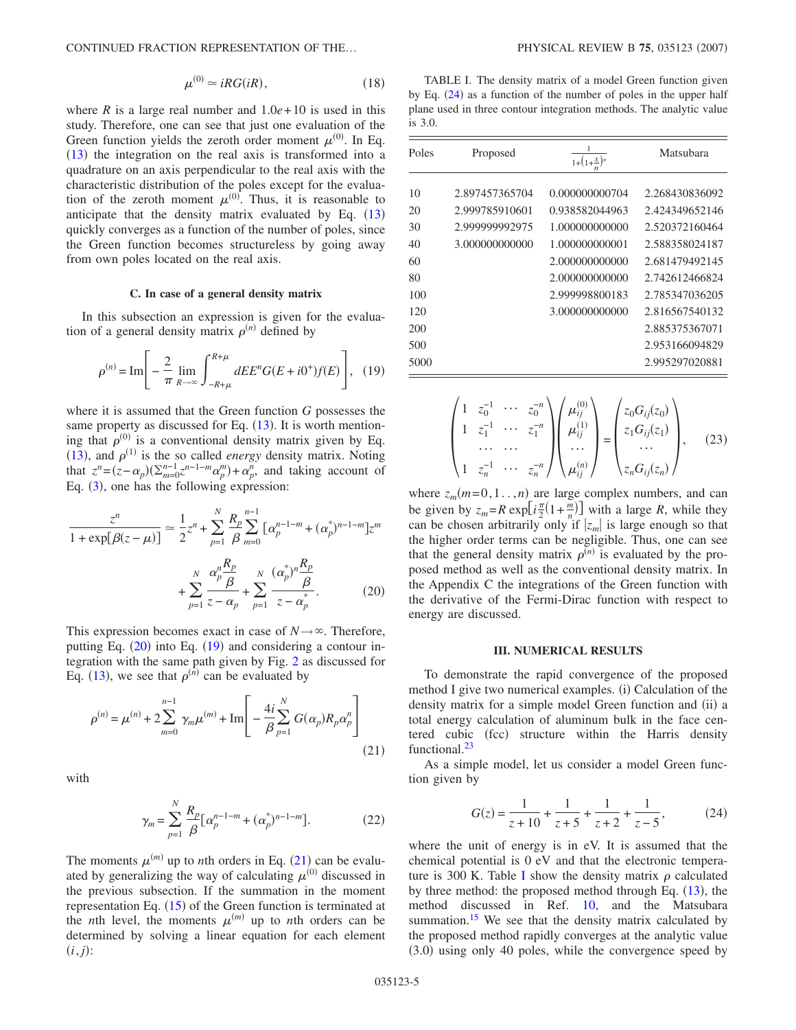$$\mu^{(0)} \simeq iRG(iR), \tag{18}$$

where $R$ is a large real number and 1.0$e$+10 is used in this study. Therefore, one can see that just one evaluation of the Green function yields the zeroth order moment $\mu^{(0)}$. In Eq. (13) the integration on the real axis is transformed into a quadrature on an axis perpendicular to the real axis with the characteristic distribution of the poles except for the evaluation of the zeroth moment $\mu^{(0)}$. Thus, it is reasonable to anticipate that the density matrix evaluated by Eq. (13) quickly converges as a function of the number of poles, since the Green function becomes structureless by going away from own poles located on the real axis.

### C. In case of a general density matrix

In this subsection an expression is given for the evaluation of a general density matrix $\rho^{(n)}$ defined by

$$\rho^{(n)} = \mathrm{Im}\left[ -\frac{2}{\pi} \lim_{R\to\infty} \int_{-R+\mu}^{R+\mu} dE E^n G(E+i0^+) f(E) \right], \tag{19}$$

where it is assumed that the Green function $G$ possesses the same property as discussed for Eq. (13). It is worth mentioning that $\rho^{(0)}$ is a conventional density matrix given by Eq. (13), and $\rho^{(1)}$ is the so called *energy* density matrix. Noting that $z^n = (z-\alpha_p)(\sum_{m=0}^{n-1} z^{n-1-m}\alpha_p^m) + \alpha_p^n$, and taking account of Eq. (3), one has the following expression:

$$\frac{z^n}{1+\exp[\beta(z-\mu)]} \simeq \frac{1}{2}z^n + \sum_{p=1}^{N} \frac{R_p}{\beta} \sum_{m=0}^{n-1} [\alpha_p^{n-1-m} + (\alpha_p^*)^{n-1-m}] z^m + \sum_{p=1}^{N} \frac{\alpha_p^n \frac{R_p}{\beta}}{z-\alpha_p} + \sum_{p=1}^{N} \frac{(\alpha_p^*)^n \frac{R_p}{\beta}}{z-\alpha_p^*}. \tag{20}$$

This expression becomes exact in case of $N\to\infty$. Therefore, putting Eq. (20) into Eq. (19) and considering a contour integration with the same path given by Fig. 2 as discussed for Eq. (13), we see that $\rho^{(n)}$ can be evaluated by

$$\rho^{(n)} = \mu^{(n)} + 2\sum_{m=0}^{n-1} \gamma_m \mu^{(m)} + \mathrm{Im}\left[ -\frac{4i}{\beta} \sum_{p=1}^{N} G(\alpha_p) R_p \alpha_p^n \right] \tag{21}$$

with

$$\gamma_m = \sum_{p=1}^{N} \frac{R_p}{\beta} [\alpha_p^{n-1-m} + (\alpha_p^*)^{n-1-m}]. \tag{22}$$

The moments $\mu^{(m)}$ up to $n$th orders in Eq. (21) can be evaluated by generalizing the way of calculating $\mu^{(0)}$ discussed in the previous subsection. If the summation in the moment representation Eq. (15) of the Green function is terminated at the $n$th level, the moments $\mu^{(m)}$ up to $n$th orders can be determined by solving a linear equation for each element $(i,j)$:

TABLE I. The density matrix of a model Green function given by Eq. (24) as a function of the number of poles in the upper half plane used in three contour integration methods. The analytic value is 3.0.

| Poles | Proposed | $\frac{1}{1+\left(1+\frac{x}{n}\right)^n}$ | Matsubara |
|---|---|---|---|
| 10 | 2.897457365704 | 0.000000000704 | 2.268430836092 |
| 20 | 2.999785910601 | 0.938582044963 | 2.424349652146 |
| 30 | 2.999999992975 | 1.000000000000 | 2.520372160464 |
| 40 | 3.000000000000 | 1.000000000001 | 2.588358024187 |
| 60 | | 2.000000000000 | 2.681479492145 |
| 80 | | 2.000000000000 | 2.742612466824 |
| 100 | | 2.999998800183 | 2.785347036205 |
| 120 | | 3.000000000000 | 2.816567540132 |
| 200 | | | 2.885375367071 |
| 500 | | | 2.953166094829 |
| 5000 | | | 2.995297020881 |

$$\begin{pmatrix} 1 & z_0^{-1} & \cdots & z_0^{-n} \\ 1 & z_1^{-1} & \cdots & z_1^{-n} \\ & \cdots & \cdots & \\ 1 & z_n^{-1} & \cdots & z_n^{-n} \end{pmatrix} \begin{pmatrix} \mu_{ij}^{(0)} \\ \mu_{ij}^{(1)} \\ \cdots \\ \mu_{ij}^{(n)} \end{pmatrix} = \begin{pmatrix} z_0 G_{ij}(z_0) \\ z_1 G_{ij}(z_1) \\ \cdots \\ z_n G_{ij}(z_n) \end{pmatrix}, \tag{23}$$

where $z_m (m=0,1..,n)$ are large complex numbers, and can be given by $z_m = R\exp\left[i\frac{\pi}{2}\left(1+\frac{m}{n}\right)\right]$ with a large $R$, while they can be chosen arbitrarily only if $|z_m|$ is large enough so that the higher order terms can be negligible. Thus, one can see that the general density matrix $\rho^{(n)}$ is evaluated by the proposed method as well as the conventional density matrix. In the Appendix C the integrations of the Green function with the derivative of the Fermi-Dirac function with respect to energy are discussed.

## III. NUMERICAL RESULTS

To demonstrate the rapid convergence of the proposed method I give two numerical examples. (i) Calculation of the density matrix for a simple model Green function and (ii) a total energy calculation of aluminum bulk in the face centered cubic (fcc) structure within the Harris density functional.[23]

As a simple model, let us consider a model Green function given by

$$G(z) = \frac{1}{z+10} + \frac{1}{z+5} + \frac{1}{z+2} + \frac{1}{z-5}, \tag{24}$$

where the unit of energy is in eV. It is assumed that the chemical potential is 0 eV and that the electronic temperature is 300 K. Table I show the density matrix $\rho$ calculated by three method: the proposed method through Eq. (13), the method discussed in Ref. 10, and the Matsubara summation.[15] We see that the density matrix calculated by the proposed method rapidly converges at the analytic value (3.0) using only 40 poles, while the convergence speed by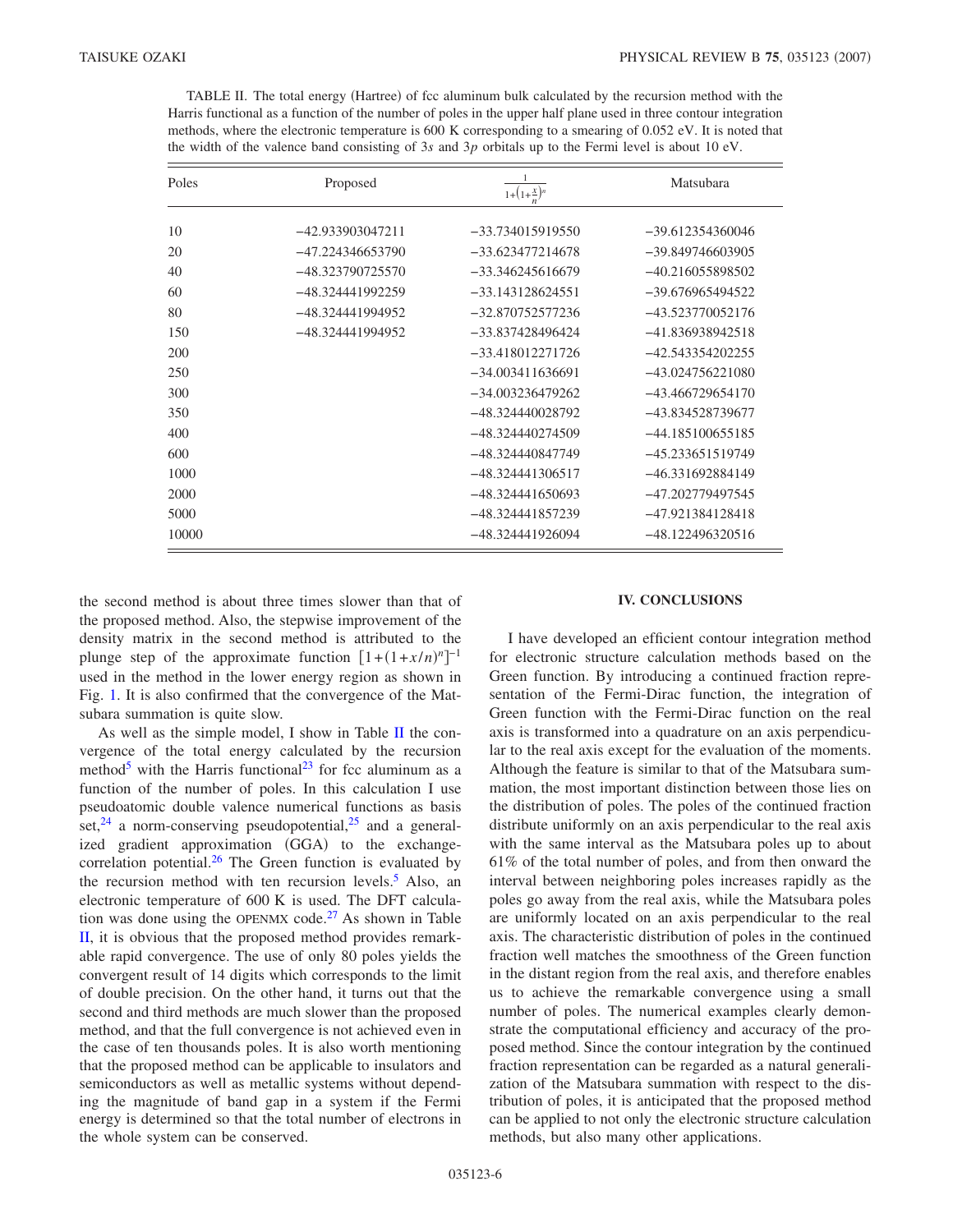TABLE II. The total energy (Hartree) of fcc aluminum bulk calculated by the recursion method with the Harris functional as a function of the number of poles in the upper half plane used in three contour integration methods, where the electronic temperature is 600 K corresponding to a smearing of 0.052 eV. It is noted that the width of the valence band consisting of $3s$ and $3p$ orbitals up to the Fermi level is about 10 eV.

| Poles | Proposed | $\frac{1}{1+\left(1+\frac{x}{n}\right)^n}$ | Matsubara |
|---|---|---|---|
| 10 | −42.933903047211 | −33.734015919550 | −39.612354360046 |
| 20 | −47.224346653790 | −33.623477214678 | −39.849746603905 |
| 40 | −48.323790725570 | −33.346245616679 | −40.216055898502 |
| 60 | −48.324441992259 | −33.143128624551 | −39.676965494522 |
| 80 | −48.324441994952 | −32.870752577236 | −43.523770052176 |
| 150 | −48.324441994952 | −33.837428496424 | −41.836938942518 |
| 200 | | −33.418012271726 | −42.543354202255 |
| 250 | | −34.003411636691 | −43.024756221080 |
| 300 | | −34.003236479262 | −43.466729654170 |
| 350 | | −48.324440028792 | −43.834528739677 |
| 400 | | −48.324440274509 | −44.185100655185 |
| 600 | | −48.324440847749 | −45.233651519749 |
| 1000 | | −48.324441306517 | −46.331692884149 |
| 2000 | | −48.324441650693 | −47.202779497545 |
| 5000 | | −48.324441857239 | −47.921384128418 |
| 10000 | | −48.324441926094 | −48.122496320516 |

the second method is about three times slower than that of the proposed method. Also, the stepwise improvement of the density matrix in the second method is attributed to the plunge step of the approximate function $[1+(1+x/n)^n]^{-1}$ used in the method in the lower energy region as shown in Fig. 1. It is also confirmed that the convergence of the Matsubara summation is quite slow.

As well as the simple model, I show in Table II the convergence of the total energy calculated by the recursion method[5] with the Harris functional[23] for fcc aluminum as a function of the number of poles. In this calculation I use pseudoatomic double valence numerical functions as basis set,[24] a norm-conserving pseudopotential,[25] and a generalized gradient approximation (GGA) to the exchange-correlation potential.[26] The Green function is evaluated by the recursion method with ten recursion levels.[5] Also, an electronic temperature of 600 K is used. The DFT calculation was done using the OPENMX code.[27] As shown in Table II, it is obvious that the proposed method provides remarkable rapid convergence. The use of only 80 poles yields the convergent result of 14 digits which corresponds to the limit of double precision. On the other hand, it turns out that the second and third methods are much slower than the proposed method, and that the full convergence is not achieved even in the case of ten thousands poles. It is also worth mentioning that the proposed method can be applicable to insulators and semiconductors as well as metallic systems without depending the magnitude of band gap in a system if the Fermi energy is determined so that the total number of electrons in the whole system can be conserved.

## IV. CONCLUSIONS

I have developed an efficient contour integration method for electronic structure calculation methods based on the Green function. By introducing a continued fraction representation of the Fermi-Dirac function, the integration of Green function with the Fermi-Dirac function on the real axis is transformed into a quadrature on an axis perpendicular to the real axis except for the evaluation of the moments. Although the feature is similar to that of the Matsubara summation, the most important distinction between those lies on the distribution of poles. The poles of the continued fraction distribute uniformly on an axis perpendicular to the real axis with the same interval as the Matsubara poles up to about 61% of the total number of poles, and from then onward the interval between neighboring poles increases rapidly as the poles go away from the real axis, while the Matsubara poles are uniformly located on an axis perpendicular to the real axis. The characteristic distribution of poles in the continued fraction well matches the smoothness of the Green function in the distant region from the real axis, and therefore enables us to achieve the remarkable convergence using a small number of poles. The numerical examples clearly demonstrate the computational efficiency and accuracy of the proposed method. Since the contour integration by the continued fraction representation can be regarded as a natural generalization of the Matsubara summation with respect to the distribution of poles, it is anticipated that the proposed method can be applied to not only the electronic structure calculation methods, but also many other applications.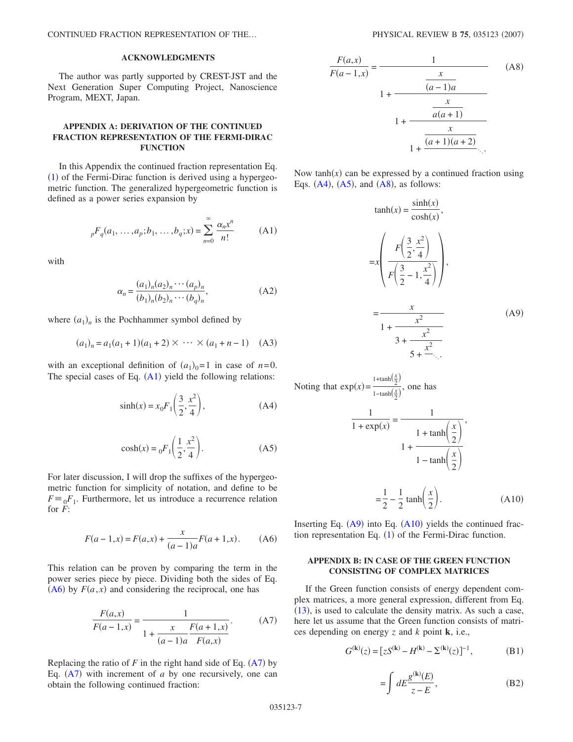## ACKNOWLEDGMENTS

The author was partly supported by CREST-JST and the Next Generation Super Computing Project, Nanoscience Program, MEXT, Japan.

## APPENDIX A: DERIVATION OF THE CONTINUED FRACTION REPRESENTATION OF THE FERMI-DIRAC FUNCTION

In this Appendix the continued fraction representation Eq. (1) of the Fermi-Dirac function is derived using a hypergeometric function. The generalized hypergeometric function is defined as a power series expansion by

$$ {}_pF_q(a_1,\ldots,a_p;b_1,\ldots,b_q;x) = \sum_{n=0}^{\infty} \frac{\alpha_n x^n}{n!} \tag{A1}$$

with

$$\alpha_n = \frac{(a_1)_n (a_2)_n \cdots (a_p)_n}{(b_1)_n (b_2)_n \cdots (b_q)_n}, \tag{A2}$$

where $(a_1)_n$ is the Pochhammer symbol defined by

$$(a_1)_n = a_1(a_1+1)(a_1+2)\times \cdots \times (a_1+n-1) \tag{A3}$$

with an exceptional definition of $(a_1)_0=1$ in case of $n=0$. The special cases of Eq. (A1) yield the following relations:

$$\sinh(x) = x\,{}_0F_1\left(\frac{3}{2},\frac{x^2}{4}\right), \tag{A4}$$

$$\cosh(x) = {}_0F_1\left(\frac{1}{2},\frac{x^2}{4}\right). \tag{A5}$$

For later discussion, I will drop the suffixes of the hypergeometric function for simplicity of notation, and define to be $F \equiv {}_0F_1$. Furthermore, let us introduce a recurrence relation for $F$:

$$F(a-1,x) = F(a,x) + \frac{x}{(a-1)a}F(a+1,x). \tag{A6}$$

This relation can be proven by comparing the term in the power series piece by piece. Dividing both the sides of Eq. (A6) by $F(a,x)$ and considering the reciprocal, one has

$$\frac{F(a,x)}{F(a-1,x)} = \frac{1}{1 + \dfrac{x}{(a-1)a}\dfrac{F(a+1,x)}{F(a,x)}}. \tag{A7}$$

Replacing the ratio of $F$ in the right hand side of Eq. (A7) by Eq. (A7) with increment of $a$ by one recursively, one can obtain the following continued fraction:

$$\frac{F(a,x)}{F(a-1,x)} = \cfrac{1}{1 + \cfrac{\frac{x}{(a-1)a}}{1 + \cfrac{\frac{x}{a(a+1)}}{1 + \cfrac{\frac{x}{(a+1)(a+2)}}{\ddots}}}} \tag{A8}$$

Now $\tanh(x)$ can be expressed by a continued fraction using Eqs. (A4), (A5), and (A8), as follows:

$$\begin{aligned}
\tanh(x) &= \frac{\sinh(x)}{\cosh(x)}, \\
&= x\left(\frac{F\left(\frac{3}{2},\frac{x^2}{4}\right)}{F\left(\frac{3}{2}-1,\frac{x^2}{4}\right)}\right), \\
&= \cfrac{x}{1 + \cfrac{x^2}{3 + \cfrac{x^2}{5 + \cfrac{x^2}{\ddots}}}}
\end{aligned} \tag{A9}$$

Noting that $\exp(x) = \frac{1+\tanh\left(\frac{x}{2}\right)}{1-\tanh\left(\frac{x}{2}\right)}$, one has

$$\begin{aligned}
\frac{1}{1+\exp(x)} &= \frac{1}{1 + \dfrac{1+\tanh\left(\frac{x}{2}\right)}{1-\tanh\left(\frac{x}{2}\right)}}, \\
&= \frac{1}{2} - \frac{1}{2}\tanh\left(\frac{x}{2}\right).
\end{aligned} \tag{A10}$$

Inserting Eq. (A9) into Eq. (A10) yields the continued fraction representation Eq. (1) of the Fermi-Dirac function.

## APPENDIX B: IN CASE OF THE GREEN FUNCTION CONSISTING OF COMPLEX MATRICES

If the Green function consists of energy dependent complex matrices, a more general expression, different from Eq. (13), is used to calculate the density matrix. As such a case, here let us assume that the Green function consists of matrices depending on energy $z$ and $k$ point $\mathbf{k}$, i.e.,

$$G^{(\mathbf{k})}(z) = [zS^{(\mathbf{k})} - H^{(\mathbf{k})} - \Sigma^{(\mathbf{k})}(z)]^{-1}, \tag{B1}$$

$$= \int dE \frac{g^{(\mathbf{k})}(E)}{z-E}, \tag{B2}$$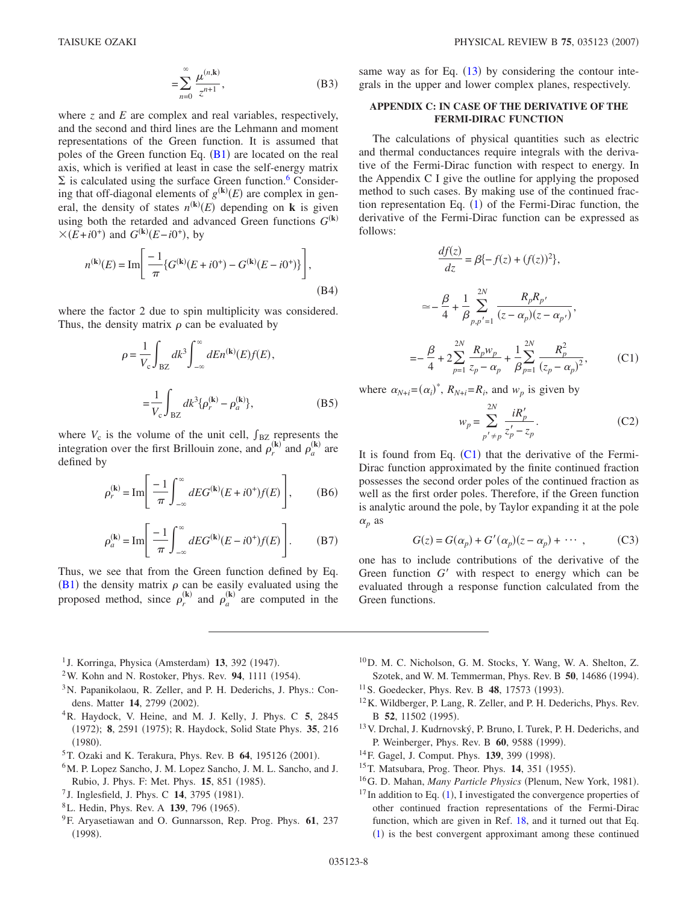$$= \sum_{n=0}^{\infty} \frac{\mu^{(n,\mathbf{k})}}{z^{n+1}}, \tag{B3}$$

where $z$ and $E$ are complex and real variables, respectively, and the second and third lines are the Lehmann and moment representations of the Green function. It is assumed that poles of the Green function Eq. (B1) are located on the real axis, which is verified at least in case the self-energy matrix $\Sigma$ is calculated using the surface Green function.[6] Considering that off-diagonal elements of $g^{(\mathbf{k})}(E)$ are complex in general, the density of states $n^{(\mathbf{k})}(E)$ depending on $\mathbf{k}$ is given using both the retarded and advanced Green functions $G^{(\mathbf{k})}\times(E+i0^{+})$ and $G^{(\mathbf{k})}(E-i0^{+})$, by

$$n^{(\mathbf{k})}(E) = \mathrm{Im}\left[\frac{-1}{\pi}\{G^{(\mathbf{k})}(E+i0^{+}) - G^{(\mathbf{k})}(E-i0^{+})\}\right], \tag{B4}$$

where the factor 2 due to spin multiplicity was considered. Thus, the density matrix $\rho$ can be evaluated by

$$\rho = \frac{1}{V_{\mathrm{c}}}\int_{\mathrm{BZ}} dk^{3} \int_{-\infty}^{\infty} dE n^{(\mathbf{k})}(E) f(E),$$

$$= \frac{1}{V_{\mathrm{c}}}\int_{\mathrm{BZ}} dk^{3} \{\rho_{r}^{(\mathbf{k})} - \rho_{a}^{(\mathbf{k})}\}, \tag{B5}$$

where $V_{\mathrm{c}}$ is the volume of the unit cell, $\int_{\mathrm{BZ}}$ represents the integration over the first Brillouin zone, and $\rho_{r}^{(\mathbf{k})}$ and $\rho_{a}^{(\mathbf{k})}$ are defined by

$$\rho_{r}^{(\mathbf{k})} = \mathrm{Im}\left[\frac{-1}{\pi}\int_{-\infty}^{\infty} dE G^{(\mathbf{k})}(E+i0^{+}) f(E)\right], \tag{B6}$$

$$\rho_{a}^{(\mathbf{k})} = \mathrm{Im}\left[\frac{-1}{\pi}\int_{-\infty}^{\infty} dE G^{(\mathbf{k})}(E-i0^{+}) f(E)\right]. \tag{B7}$$

Thus, we see that from the Green function defined by Eq. (B1) the density matrix $\rho$ can be easily evaluated using the proposed method, since $\rho_{r}^{(\mathbf{k})}$ and $\rho_{a}^{(\mathbf{k})}$ are computed in the same way as for Eq. (13) by considering the contour integrals in the upper and lower complex planes, respectively.

## APPENDIX C: IN CASE OF THE DERIVATIVE OF THE FERMI-DIRAC FUNCTION

The calculations of physical quantities such as electric and thermal conductances require integrals with the derivative of the Fermi-Dirac function with respect to energy. In the Appendix C I give the outline for applying the proposed method to such cases. By making use of the continued fraction representation Eq. (1) of the Fermi-Dirac function, the derivative of the Fermi-Dirac function can be expressed as follows:

$$\frac{df(z)}{dz} = \beta\{-f(z) + (f(z))^{2}\},$$

$$\simeq -\frac{\beta}{4} + \frac{1}{\beta}\sum_{p,p'=1}^{2N} \frac{R_{p}R_{p'}}{(z-\alpha_{p})(z-\alpha_{p'})},$$

$$= -\frac{\beta}{4} + 2\sum_{p=1}^{2N} \frac{R_{p}w_{p}}{z_{p}-\alpha_{p}} + \frac{1}{\beta}\sum_{p=1}^{2N} \frac{R_{p}^{2}}{(z_{p}-\alpha_{p})^{2}}, \tag{C1}$$

where $\alpha_{N+i} = (\alpha_{i})^{*}$, $R_{N+i} = R_{i}$, and $w_{p}$ is given by

$$w_{p} = \sum_{p' \neq p}^{2N} \frac{iR_{p}'}{z_{p}' - z_{p}}. \tag{C2}$$

It is found from Eq. (C1) that the derivative of the Fermi-Dirac function approximated by the finite continued fraction possesses the second order poles of the continued fraction as well as the first order poles. Therefore, if the Green function is analytic around the pole, by Taylor expanding it at the pole $\alpha_{p}$ as

$$G(z) = G(\alpha_{p}) + G'(\alpha_{p})(z-\alpha_{p}) + \cdots, \tag{C3}$$

one has to include contributions of the derivative of the Green function $G'$ with respect to energy which can be evaluated through a response function calculated from the Green functions.

---

[1] J. Korringa, Physica (Amsterdam) **13**, 392 (1947).

[2] W. Kohn and N. Rostoker, Phys. Rev. **94**, 1111 (1954).

[3] N. Papanikolaou, R. Zeller, and P. H. Dederichs, J. Phys.: Condens. Matter **14**, 2799 (2002).

[4] R. Haydock, V. Heine, and M. J. Kelly, J. Phys. C **5**, 2845 (1972); **8**, 2591 (1975); R. Haydock, Solid State Phys. **35**, 216 (1980).

[5] T. Ozaki and K. Terakura, Phys. Rev. B **64**, 195126 (2001).

[6] M. P. Lopez Sancho, J. M. Lopez Sancho, J. M. L. Sancho, and J. Rubio, J. Phys. F: Met. Phys. **15**, 851 (1985).

[7] J. Inglesfield, J. Phys. C **14**, 3795 (1981).

[8] L. Hedin, Phys. Rev. A **139**, 796 (1965).

[9] F. Aryasetiawan and O. Gunnarsson, Rep. Prog. Phys. **61**, 237 (1998).

[10] D. M. C. Nicholson, G. M. Stocks, Y. Wang, W. A. Shelton, Z. Szotek, and W. M. Temmerman, Phys. Rev. B **50**, 14686 (1994).

[11] S. Goedecker, Phys. Rev. B **48**, 17573 (1993).

[12] K. Wildberger, P. Lang, R. Zeller, and P. H. Dederichs, Phys. Rev. B **52**, 11502 (1995).

[13] V. Drchal, J. Kudrnovský, P. Bruno, I. Turek, P. H. Dederichs, and P. Weinberger, Phys. Rev. B **60**, 9588 (1999).

[14] F. Gagel, J. Comput. Phys. **139**, 399 (1998).

[15] T. Matsubara, Prog. Theor. Phys. **14**, 351 (1955).

[16] G. D. Mahan, *Many Particle Physics* (Plenum, New York, 1981).

[17] In addition to Eq. (1), I investigated the convergence properties of other continued fraction representations of the Fermi-Dirac function, which are given in Ref. 18, and it turned out that Eq. (1) is the best convergent approximant among these continued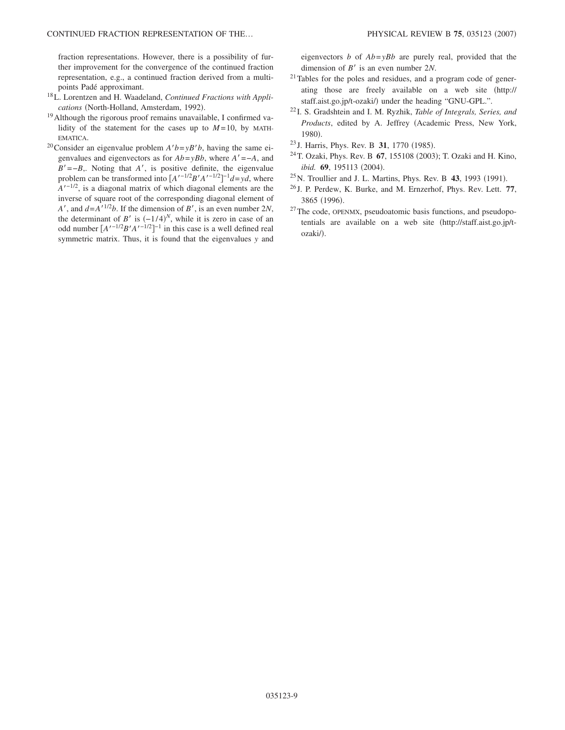fraction representations. However, there is a possibility of further improvement for the convergence of the continued fraction representation, e.g., a continued fraction derived from a multi-points Padé approximant.

[18] L. Lorentzen and H. Waadeland, *Continued Fractions with Applications* (North-Holland, Amsterdam, 1992).

[19] Although the rigorous proof remains unavailable, I confirmed validity of the statement for the cases up to $M=10$, by MATHEMATICA.

[20] Consider an eigenvalue problem $A'b=yB'b$, having the same eigenvalues and eigenvectors as for $Ab=yBb$, where $A'=-A$, and $B'=-B$,. Noting that $A'$, is positive definite, the eigenvalue problem can be transformed into $[A'^{-1/2}B'A'^{-1/2}]^{-1}d=yd$, where $A'^{-1/2}$, is a diagonal matrix of which diagonal elements are the inverse of square root of the corresponding diagonal element of $A'$, and $d=A'^{1/2}b$. If the dimension of $B'$, is an even number $2N$, the determinant of $B'$ is $(-1/4)^N$, while it is zero in case of an odd number $[A'^{-1/2}B'A'^{-1/2}]^{-1}$ in this case is a well defined real symmetric matrix. Thus, it is found that the eigenvalues $y$ and eigenvectors $b$ of $Ab=yBb$ are purely real, provided that the dimension of $B'$ is an even number $2N$.

[21] Tables for the poles and residues, and a program code of generating those are freely available on a web site (http://staff.aist.go.jp/t-ozaki/) under the heading "GNU-GPL.".

[22] I. S. Gradshtein and I. M. Ryzhik, *Table of Integrals, Series, and Products*, edited by A. Jeffrey (Academic Press, New York, 1980).

[23] J. Harris, Phys. Rev. B **31**, 1770 (1985).

[24] T. Ozaki, Phys. Rev. B **67**, 155108 (2003); T. Ozaki and H. Kino, *ibid.* **69**, 195113 (2004).

[25] N. Troullier and J. L. Martins, Phys. Rev. B **43**, 1993 (1991).

[26] J. P. Perdew, K. Burke, and M. Ernzerhof, Phys. Rev. Lett. **77**, 3865 (1996).

[27] The code, OPENMX, pseudoatomic basis functions, and pseudopotentials are available on a web site (http://staff.aist.go.jp/t-ozaki/).